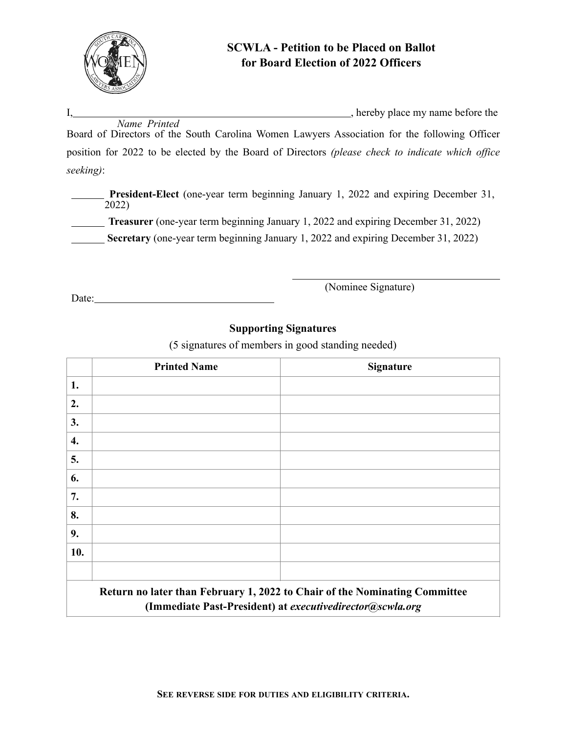# SCWLA - Petition to be Placed on Ballot for Board Election of 2022 Officers

I,\_\_\_\_\_\_\_\_\_\_\_\_\_\_\_\_\_\_\_\_\_\_\_\_\_\_\_\_\_\_\_\_\_\_\_\_\_\_\_\_\_\_\_\_\_\_\_\_\_\_\_, hereby place my name before the
*Name Printed*
Board of Directors of the South Carolina Women Lawyers Association for the following Officer position for 2022 to be elected by the Board of Directors *(please check to indicate which office seeking)*:

\_\_\_\_\_\_ **President-Elect** (one-year term beginning January 1, 2022 and expiring December 31, 2022)

\_\_\_\_\_\_ **Treasurer** (one-year term beginning January 1, 2022 and expiring December 31, 2022)

\_\_\_\_\_\_ **Secretary** (one-year term beginning January 1, 2022 and expiring December 31, 2022)

\_\_\_\_\_\_\_\_\_\_\_\_\_\_\_\_\_\_\_\_\_\_\_\_\_\_\_\_\_\_\_\_\_\_\_\_
(Nominee Signature)

Date:\_\_\_\_\_\_\_\_\_\_\_\_\_\_\_\_\_\_\_\_\_\_\_\_\_\_\_\_\_\_\_\_

## Supporting Signatures

(5 signatures of members in good standing needed)

| | Printed Name | Signature |
|---|---|---|
| **1.** | | |
| **2.** | | |
| **3.** | | |
| **4.** | | |
| **5.** | | |
| **6.** | | |
| **7.** | | |
| **8.** | | |
| **9.** | | |
| **10.** | | |
| | | |
| **Return no later than February 1, 2022 to Chair of the Nominating Committee (Immediate Past-President) at *executivedirector@scwla.org*** | | |

**SEE REVERSE SIDE FOR DUTIES AND ELIGIBILITY CRITERIA.**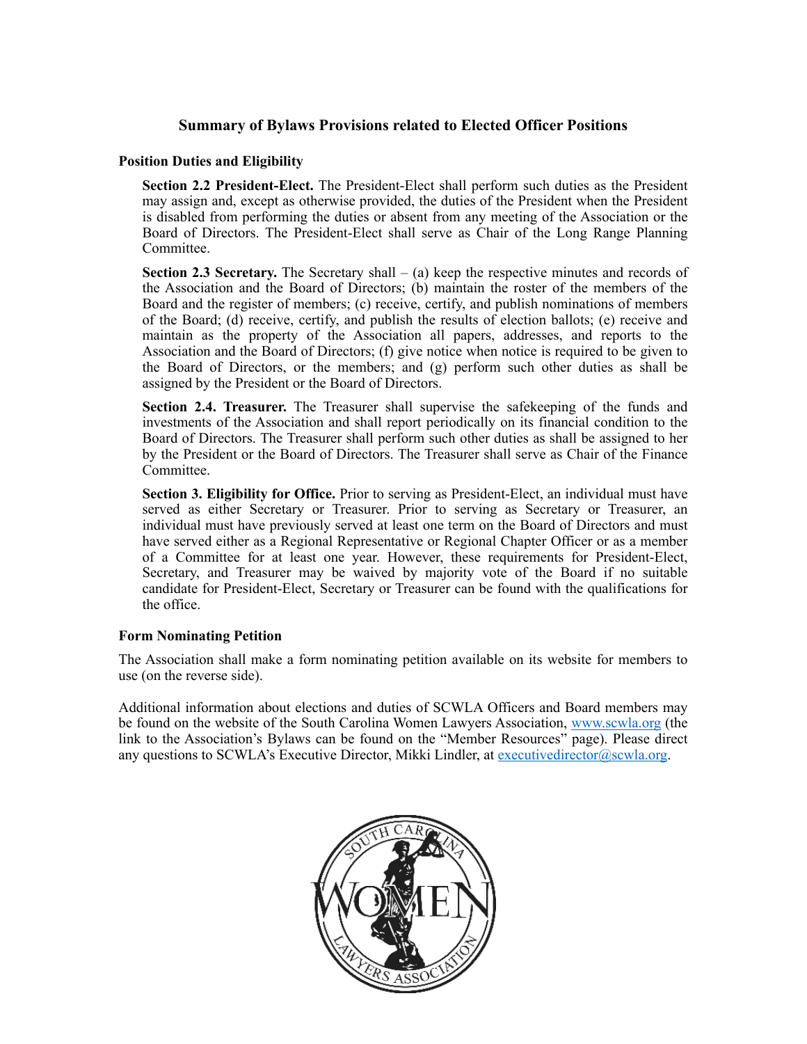## Summary of Bylaws Provisions related to Elected Officer Positions

### Position Duties and Eligibility

**Section 2.2 President-Elect.** The President-Elect shall perform such duties as the President may assign and, except as otherwise provided, the duties of the President when the President is disabled from performing the duties or absent from any meeting of the Association or the Board of Directors. The President-Elect shall serve as Chair of the Long Range Planning Committee.

**Section 2.3 Secretary.** The Secretary shall – (a) keep the respective minutes and records of the Association and the Board of Directors; (b) maintain the roster of the members of the Board and the register of members; (c) receive, certify, and publish nominations of members of the Board; (d) receive, certify, and publish the results of election ballots; (e) receive and maintain as the property of the Association all papers, addresses, and reports to the Association and the Board of Directors; (f) give notice when notice is required to be given to the Board of Directors, or the members; and (g) perform such other duties as shall be assigned by the President or the Board of Directors.

**Section 2.4. Treasurer.** The Treasurer shall supervise the safekeeping of the funds and investments of the Association and shall report periodically on its financial condition to the Board of Directors. The Treasurer shall perform such other duties as shall be assigned to her by the President or the Board of Directors. The Treasurer shall serve as Chair of the Finance Committee.

**Section 3. Eligibility for Office.** Prior to serving as President-Elect, an individual must have served as either Secretary or Treasurer. Prior to serving as Secretary or Treasurer, an individual must have previously served at least one term on the Board of Directors and must have served either as a Regional Representative or Regional Chapter Officer or as a member of a Committee for at least one year. However, these requirements for President-Elect, Secretary, and Treasurer may be waived by majority vote of the Board if no suitable candidate for President-Elect, Secretary or Treasurer can be found with the qualifications for the office.

### Form Nominating Petition

The Association shall make a form nominating petition available on its website for members to use (on the reverse side).

Additional information about elections and duties of SCWLA Officers and Board members may be found on the website of the South Carolina Women Lawyers Association, www.scwla.org (the link to the Association's Bylaws can be found on the "Member Resources" page). Please direct any questions to SCWLA's Executive Director, Mikki Lindler, at executivedirector@scwla.org.